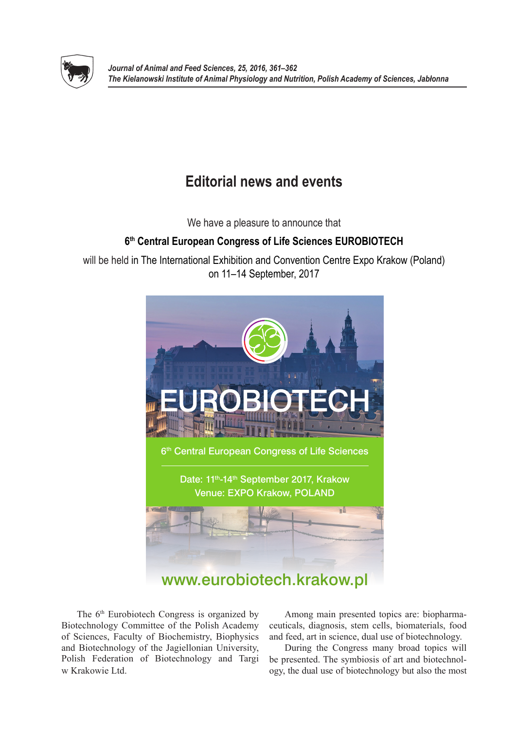# Editorial news and events

We have a pleasure to announce that

**6th Central European Congress of Life Sciences EUROBIOTECH**

will be held in The International Exhibition and Convention Centre Expo Krakow (Poland) on 11–14 September, 2017

EUROBIOTECH

6th Central European Congress of Life Sciences

Date: 11th-14th September 2017, Krakow
Venue: EXPO Krakow, POLAND

www.eurobiotech.krakow.pl

The 6th Eurobiotech Congress is organized by Biotechnology Committee of the Polish Academy of Sciences, Faculty of Biochemistry, Biophysics and Biotechnology of the Jagiellonian University, Polish Federation of Biotechnology and Targi w Krakowie Ltd.

Among main presented topics are: biopharmaceuticals, diagnosis, stem cells, biomaterials, food and feed, art in science, dual use of biotechnology.

During the Congress many broad topics will be presented. The symbiosis of art and biotechnology, the dual use of biotechnology but also the most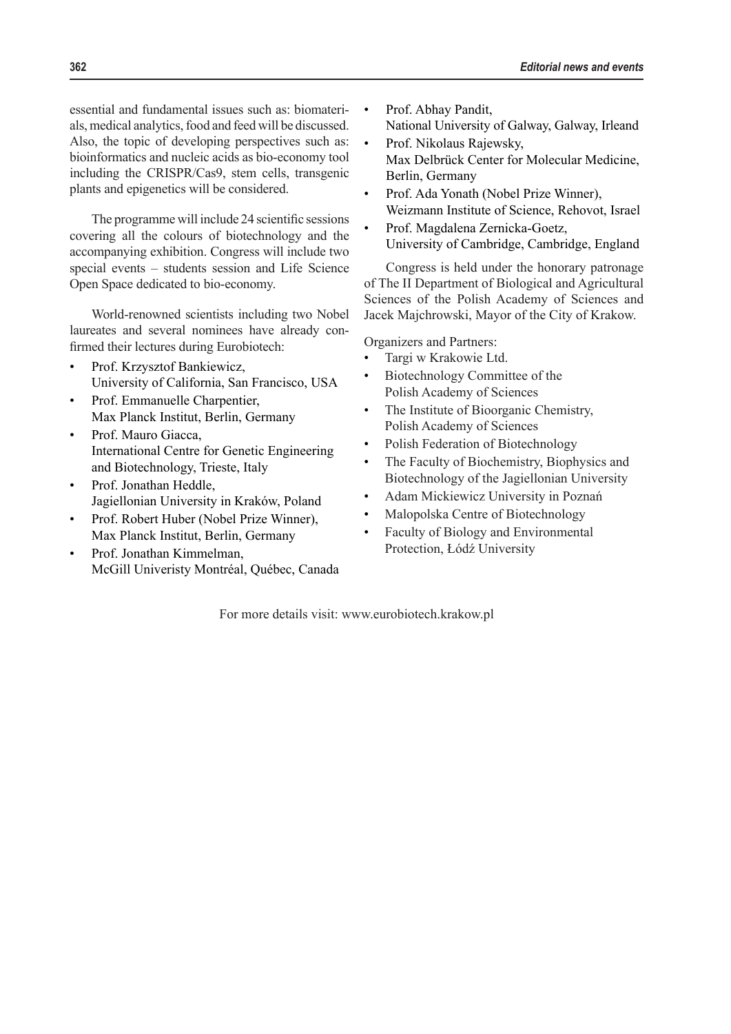essential and fundamental issues such as: biomaterials, medical analytics, food and feed will be discussed. Also, the topic of developing perspectives such as: bioinformatics and nucleic acids as bio-economy tool including the CRISPR/Cas9, stem cells, transgenic plants and epigenetics will be considered.

The programme will include 24 scientific sessions covering all the colours of biotechnology and the accompanying exhibition. Congress will include two special events – students session and Life Science Open Space dedicated to bio-economy.

World-renowned scientists including two Nobel laureates and several nominees have already confirmed their lectures during Eurobiotech:

- Prof. Krzysztof Bankiewicz, University of California, San Francisco, USA
- Prof. Emmanuelle Charpentier, Max Planck Institut, Berlin, Germany
- Prof. Mauro Giacca, International Centre for Genetic Engineering and Biotechnology, Trieste, Italy
- Prof. Jonathan Heddle, Jagiellonian University in Kraków, Poland
- Prof. Robert Huber (Nobel Prize Winner), Max Planck Institut, Berlin, Germany
- Prof. Jonathan Kimmelman, McGill Univeristy Montréal, Québec, Canada
- Prof. Abhay Pandit, National University of Galway, Galway, Irleand
- Prof. Nikolaus Rajewsky, Max Delbrück Center for Molecular Medicine, Berlin, Germany
- Prof. Ada Yonath (Nobel Prize Winner), Weizmann Institute of Science, Rehovot, Israel
- Prof. Magdalena Zernicka-Goetz, University of Cambridge, Cambridge, England

Congress is held under the honorary patronage of The II Department of Biological and Agricultural Sciences of the Polish Academy of Sciences and Jacek Majchrowski, Mayor of the City of Krakow.

Organizers and Partners:

- Targi w Krakowie Ltd.
- Biotechnology Committee of the Polish Academy of Sciences
- The Institute of Bioorganic Chemistry, Polish Academy of Sciences
- Polish Federation of Biotechnology
- The Faculty of Biochemistry, Biophysics and Biotechnology of the Jagiellonian University
- Adam Mickiewicz University in Poznań
- Malopolska Centre of Biotechnology
- Faculty of Biology and Environmental Protection, Łódź University

For more details visit: www.eurobiotech.krakow.pl